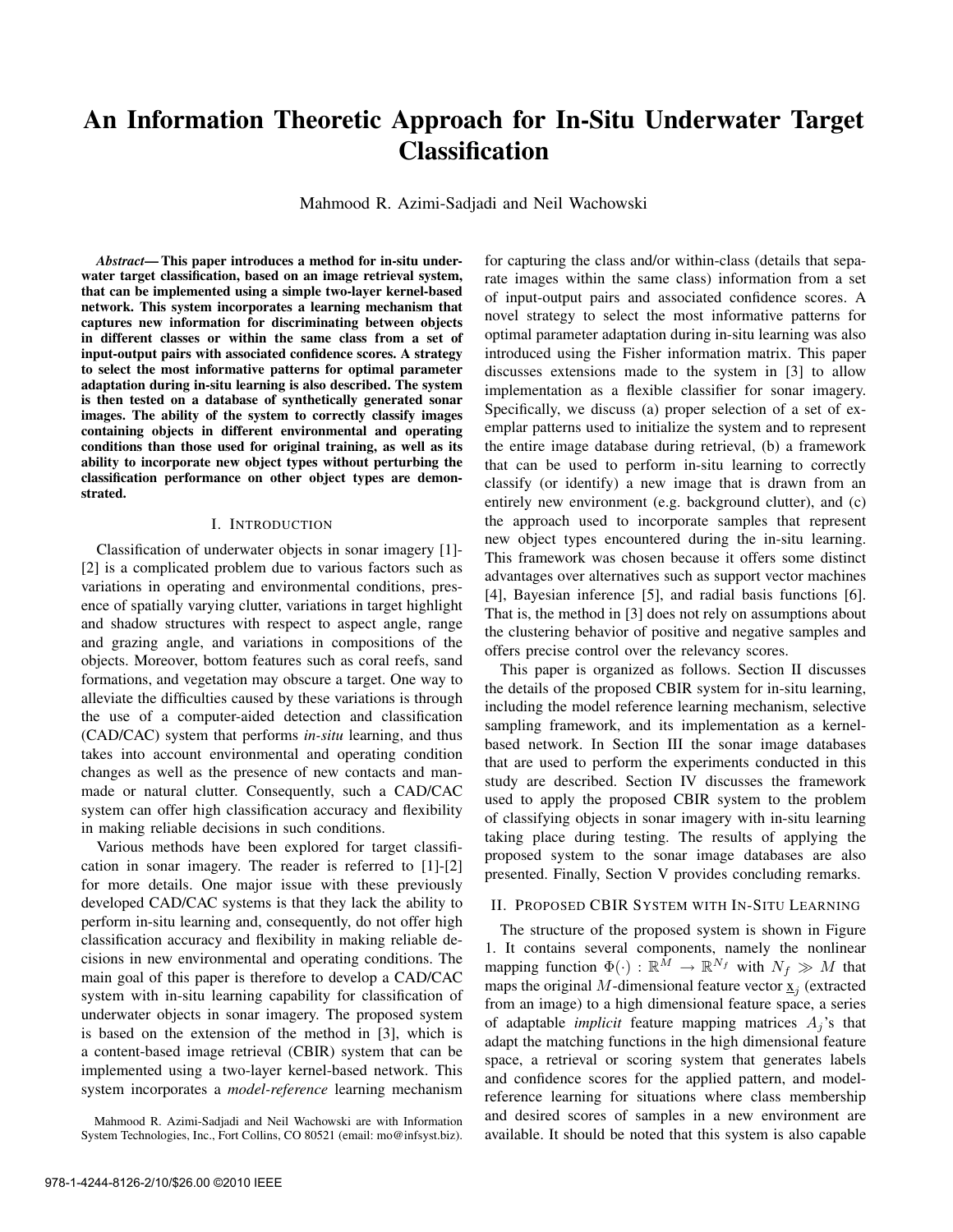# An Information Theoretic Approach for In-Situ Underwater Target Classification

Mahmood R. Azimi-Sadjadi and Neil Wachowski

***Abstract*— This paper introduces a method for in-situ underwater target classification, based on an image retrieval system, that can be implemented using a simple two-layer kernel-based network. This system incorporates a learning mechanism that captures new information for discriminating between objects in different classes or within the same class from a set of input-output pairs with associated confidence scores. A strategy to select the most informative patterns for optimal parameter adaptation during in-situ learning is also described. The system is then tested on a database of synthetically generated sonar images. The ability of the system to correctly classify images containing objects in different environmental and operating conditions than those used for original training, as well as its ability to incorporate new object types without perturbing the classification performance on other object types are demonstrated.**

## I. Introduction

Classification of underwater objects in sonar imagery [1]-[2] is a complicated problem due to various factors such as variations in operating and environmental conditions, presence of spatially varying clutter, variations in target highlight and shadow structures with respect to aspect angle, range and grazing angle, and variations in compositions of the objects. Moreover, bottom features such as coral reefs, sand formations, and vegetation may obscure a target. One way to alleviate the difficulties caused by these variations is through the use of a computer-aided detection and classification (CAD/CAC) system that performs *in-situ* learning, and thus takes into account environmental and operating condition changes as well as the presence of new contacts and man-made or natural clutter. Consequently, such a CAD/CAC system can offer high classification accuracy and flexibility in making reliable decisions in such conditions.

Various methods have been explored for target classification in sonar imagery. The reader is referred to [1]-[2] for more details. One major issue with these previously developed CAD/CAC systems is that they lack the ability to perform in-situ learning and, consequently, do not offer high classification accuracy and flexibility in making reliable decisions in new environmental and operating conditions. The main goal of this paper is therefore to develop a CAD/CAC system with in-situ learning capability for classification of underwater objects in sonar imagery. The proposed system is based on the extension of the method in [3], which is a content-based image retrieval (CBIR) system that can be implemented using a two-layer kernel-based network. This system incorporates a *model-reference* learning mechanism for capturing the class and/or within-class (details that separate images within the same class) information from a set of input-output pairs and associated confidence scores. A novel strategy to select the most informative patterns for optimal parameter adaptation during in-situ learning was also introduced using the Fisher information matrix. This paper discusses extensions made to the system in [3] to allow implementation as a flexible classifier for sonar imagery. Specifically, we discuss (a) proper selection of a set of exemplar patterns used to initialize the system and to represent the entire image database during retrieval, (b) a framework that can be used to perform in-situ learning to correctly classify (or identify) a new image that is drawn from an entirely new environment (e.g. background clutter), and (c) the approach used to incorporate samples that represent new object types encountered during the in-situ learning. This framework was chosen because it offers some distinct advantages over alternatives such as support vector machines [4], Bayesian inference [5], and radial basis functions [6]. That is, the method in [3] does not rely on assumptions about the clustering behavior of positive and negative samples and offers precise control over the relevancy scores.

This paper is organized as follows. Section II discusses the details of the proposed CBIR system for in-situ learning, including the model reference learning mechanism, selective sampling framework, and its implementation as a kernel-based network. In Section III the sonar image databases that are used to perform the experiments conducted in this study are described. Section IV discusses the framework used to apply the proposed CBIR system to the problem of classifying objects in sonar imagery with in-situ learning taking place during testing. The results of applying the proposed system to the sonar image databases are also presented. Finally, Section V provides concluding remarks.

## II. Proposed CBIR System with In-Situ Learning

The structure of the proposed system is shown in Figure 1. It contains several components, namely the nonlinear mapping function $\Phi(\cdot) : \mathbb{R}^M \rightarrow \mathbb{R}^{N_f}$ with $N_f \gg M$ that maps the original $M$-dimensional feature vector $\underline{x}_j$ (extracted from an image) to a high dimensional feature space, a series of adaptable *implicit* feature mapping matrices $A_j$'s that adapt the matching functions in the high dimensional feature space, a retrieval or scoring system that generates labels and confidence scores for the applied pattern, and model-reference learning for situations where class membership and desired scores of samples in a new environment are available. It should be noted that this system is also capable

Mahmood R. Azimi-Sadjadi and Neil Wachowski are with Information System Technologies, Inc., Fort Collins, CO 80521 (email: mo@infsyst.biz).

978-1-4244-8126-2/10/$26.00 ©2010 IEEE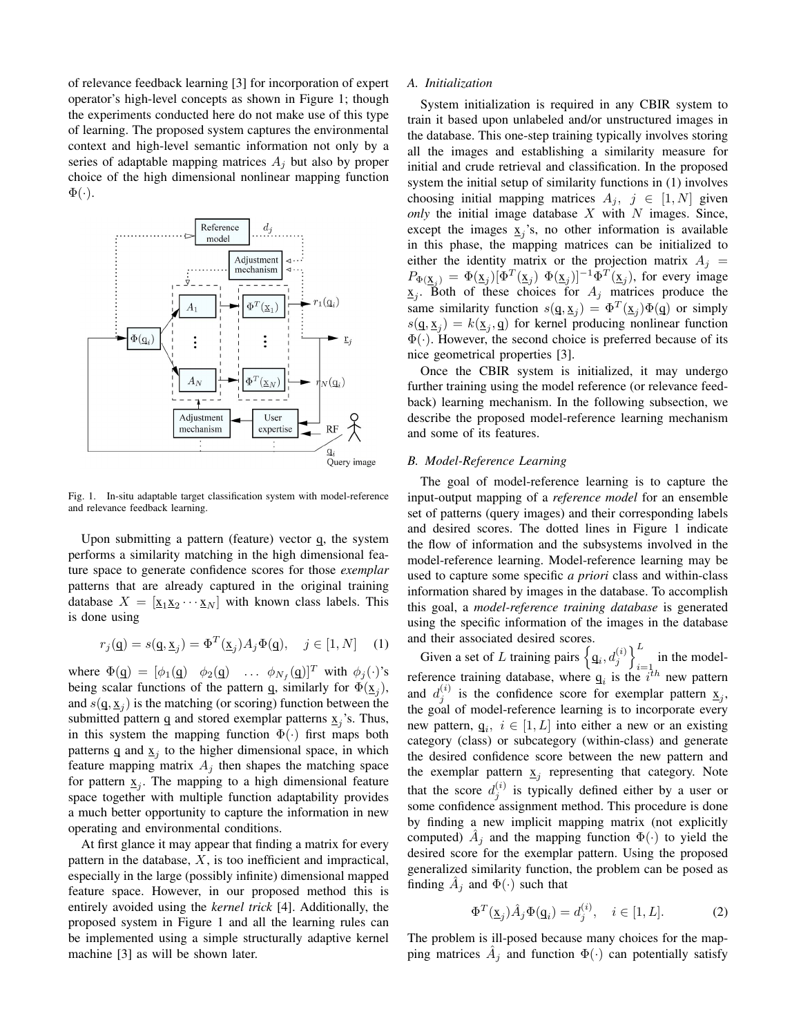of relevance feedback learning [3] for incorporation of expert operator's high-level concepts as shown in Figure 1; though the experiments conducted here do not make use of this type of learning. The proposed system captures the environmental context and high-level semantic information not only by a series of adaptable mapping matrices $A_j$ but also by proper choice of the high dimensional nonlinear mapping function $\Phi(\cdot)$.

Fig. 1. In-situ adaptable target classification system with model-reference and relevance feedback learning.

Upon submitting a pattern (feature) vector $\underline{q}$, the system performs a similarity matching in the high dimensional feature space to generate confidence scores for those *exemplar* patterns that are already captured in the original training database $X = [\underline{x}_1 \underline{x}_2 \cdots \underline{x}_N]$ with known class labels. This is done using

$$r_j(\underline{q}) = s(\underline{q}, \underline{x}_j) = \Phi^T(\underline{x}_j) A_j \Phi(\underline{q}), \quad j \in [1, N] \qquad (1)$$

where $\Phi(\underline{q}) = [\phi_1(\underline{q}) \quad \phi_2(\underline{q}) \quad \ldots \quad \phi_{N_f}(\underline{q})]^T$ with $\phi_j(\cdot)$'s being scalar functions of the pattern $\underline{q}$, similarly for $\Phi(\underline{x}_j)$, and $s(\underline{q}, \underline{x}_j)$ is the matching (or scoring) function between the submitted pattern $\underline{q}$ and stored exemplar patterns $\underline{x}_j$'s. Thus, in this system the mapping function $\Phi(\cdot)$ first maps both patterns $\underline{q}$ and $\underline{x}_j$ to the higher dimensional space, in which feature mapping matrix $A_j$ then shapes the matching space for pattern $\underline{x}_j$. The mapping to a high dimensional feature space together with multiple function adaptability provides a much better opportunity to capture the information in new operating and environmental conditions.

At first glance it may appear that finding a matrix for every pattern in the database, $X$, is too inefficient and impractical, especially in the large (possibly infinite) dimensional mapped feature space. However, in our proposed method this is entirely avoided using the *kernel trick* [4]. Additionally, the proposed system in Figure 1 and all the learning rules can be implemented using a simple structurally adaptive kernel machine [3] as will be shown later.

### A. Initialization

System initialization is required in any CBIR system to train it based upon unlabeled and/or unstructured images in the database. This one-step training typically involves storing all the images and establishing a similarity measure for initial and crude retrieval and classification. In the proposed system the initial setup of similarity functions in (1) involves choosing initial mapping matrices $A_j,\ j \in [1, N]$ given *only* the initial image database $X$ with $N$ images. Since, except the images $\underline{x}_j$'s, no other information is available in this phase, the mapping matrices can be initialized to either the identity matrix or the projection matrix $A_j = P_{\Phi(\underline{x}_j)} = \Phi(\underline{x}_j)[\Phi^T(\underline{x}_j)\ \Phi(\underline{x}_j)]^{-1}\Phi^T(\underline{x}_j)$, for every image $\underline{x}_j$. Both of these choices for $A_j$ matrices produce the same similarity function $s(\underline{q}, \underline{x}_j) = \Phi^T(\underline{x}_j)\Phi(\underline{q})$ or simply $s(\underline{q}, \underline{x}_j) = k(\underline{x}_j, \underline{q})$ for kernel producing nonlinear function $\Phi(\cdot)$. However, the second choice is preferred because of its nice geometrical properties [3].

Once the CBIR system is initialized, it may undergo further training using the model reference (or relevance feedback) learning mechanism. In the following subsection, we describe the proposed model-reference learning mechanism and some of its features.

### B. Model-Reference Learning

The goal of model-reference learning is to capture the input-output mapping of a *reference model* for an ensemble set of patterns (query images) and their corresponding labels and desired scores. The dotted lines in Figure 1 indicate the flow of information and the subsystems involved in the model-reference learning. Model-reference learning may be used to capture some specific *a priori* class and within-class information shared by images in the database. To accomplish this goal, a *model-reference training database* is generated using the specific information of the images in the database and their associated desired scores.

Given a set of $L$ training pairs $\left\{\underline{q}_i, d_j^{(i)}\right\}_{i=1}^{L}$ in the model-reference training database, where $\underline{q}_i$ is the $i^{th}$ new pattern and $d_j^{(i)}$ is the confidence score for exemplar pattern $\underline{x}_j$, the goal of model-reference learning is to incorporate every new pattern, $\underline{q}_i,\ i \in [1, L]$ into either a new or an existing category (class) or subcategory (within-class) and generate the desired confidence score between the new pattern and the exemplar pattern $\underline{x}_j$ representing that category. Note that the score $d_j^{(i)}$ is typically defined either by a user or some confidence assignment method. This procedure is done by finding a new implicit mapping matrix (not explicitly computed) $\hat{A}_j$ and the mapping function $\Phi(\cdot)$ to yield the desired score for the exemplar pattern. Using the proposed generalized similarity function, the problem can be posed as finding $\hat{A}_j$ and $\Phi(\cdot)$ such that

$$\Phi^T(\underline{x}_j)\hat{A}_j\Phi(\underline{q}_i) = d_j^{(i)}, \quad i \in [1, L]. \qquad (2)$$

The problem is ill-posed because many choices for the mapping matrices $\hat{A}_j$ and function $\Phi(\cdot)$ can potentially satisfy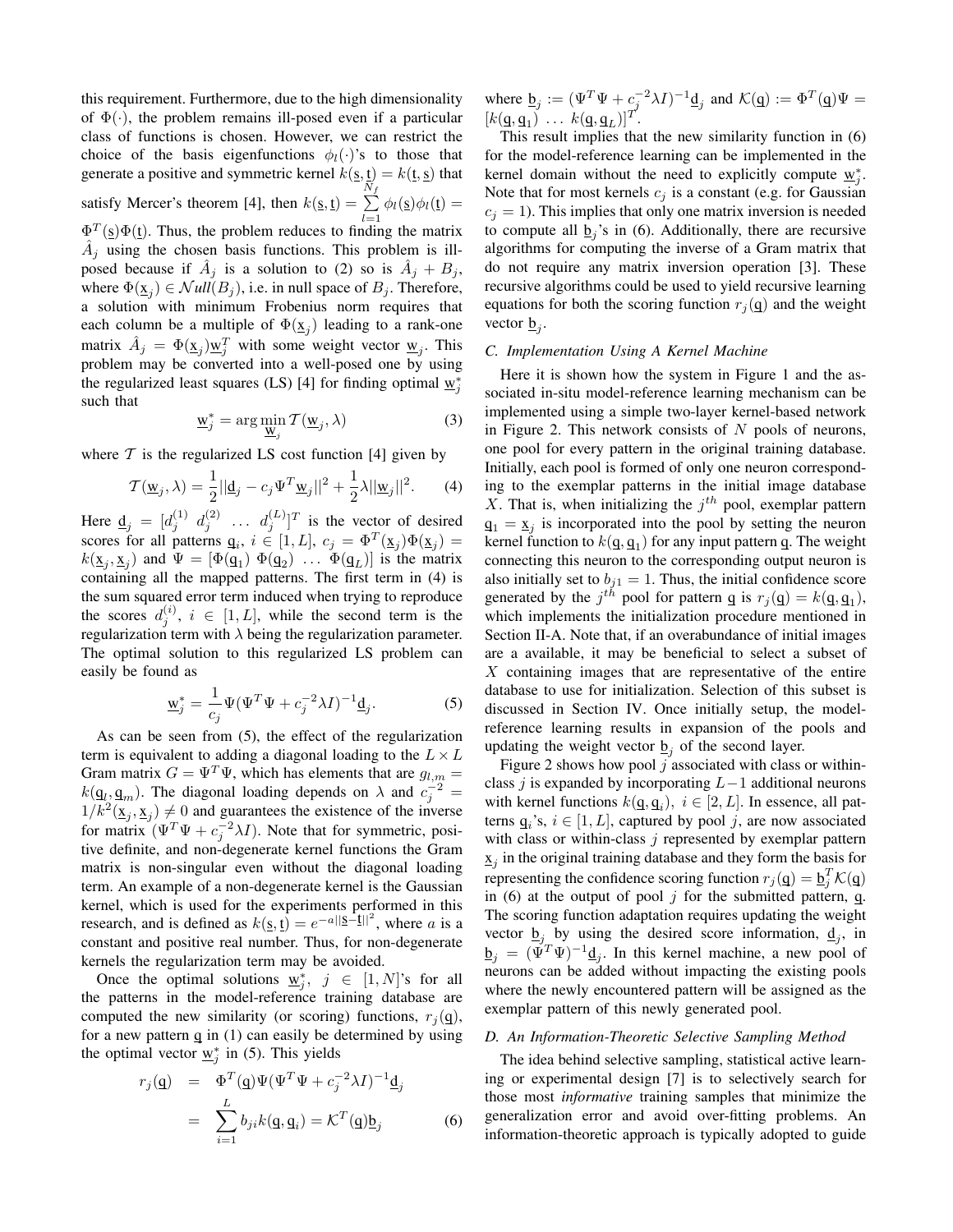this requirement. Furthermore, due to the high dimensionality of $\Phi(\cdot)$, the problem remains ill-posed even if a particular class of functions is chosen. However, we can restrict the choice of the basis eigenfunctions $\phi_l(\cdot)$'s to those that generate a positive and symmetric kernel $k(\underline{s}, \underline{t}) = k(\underline{t}, \underline{s})$ that satisfy Mercer's theorem [4], then $k(\underline{s}, \underline{t}) = \sum_{l=1}^{N_f} \phi_l(\underline{s})\phi_l(\underline{t}) = \Phi^T(\underline{s})\Phi(\underline{t})$. Thus, the problem reduces to finding the matrix $\hat{A}_j$ using the chosen basis functions. This problem is ill-posed because if $\hat{A}_j$ is a solution to (2) so is $\hat{A}_j + B_j$, where $\Phi(\underline{x}_j) \in \mathcal{N}ull(B_j)$, i.e. in null space of $B_j$. Therefore, a solution with minimum Frobenius norm requires that each column be a multiple of $\Phi(\underline{x}_j)$ leading to a rank-one matrix $\hat{A}_j = \Phi(\underline{x}_j)\underline{w}_j^T$ with some weight vector $\underline{w}_j$. This problem may be converted into a well-posed one by using the regularized least squares (LS) [4] for finding optimal $\underline{w}_j^*$ such that

$$\underline{w}_j^* = \arg\min_{\underline{w}_j} \mathcal{T}(\underline{w}_j, \lambda) \tag{3}$$

where $\mathcal{T}$ is the regularized LS cost function [4] given by

$$\mathcal{T}(\underline{w}_j, \lambda) = \frac{1}{2}||\underline{d}_j - c_j \Psi^T \underline{w}_j||^2 + \frac{1}{2}\lambda||\underline{w}_j||^2. \tag{4}$$

Here $\underline{d}_j = [d_j^{(1)} \; d_j^{(2)} \; \ldots \; d_j^{(L)}]^T$ is the vector of desired scores for all patterns $\underline{q}_i$, $i \in [1, L]$, $c_j = \Phi^T(\underline{x}_j)\Phi(\underline{x}_j) = k(\underline{x}_j, \underline{x}_j)$ and $\Psi = [\Phi(\underline{q}_1) \; \Phi(\underline{q}_2) \; \ldots \; \Phi(\underline{q}_L)]$ is the matrix containing all the mapped patterns. The first term in (4) is the sum squared error term induced when trying to reproduce the scores $d_j^{(i)}$, $i \in [1, L]$, while the second term is the regularization term with $\lambda$ being the regularization parameter. The optimal solution to this regularized LS problem can easily be found as

$$\underline{w}_j^* = \frac{1}{c_j}\Psi(\Psi^T\Psi + c_j^{-2}\lambda I)^{-1}\underline{d}_j. \tag{5}$$

As can be seen from (5), the effect of the regularization term is equivalent to adding a diagonal loading to the $L \times L$ Gram matrix $G = \Psi^T\Psi$, which has elements that are $g_{l,m} = k(\underline{q}_l, \underline{q}_m)$. The diagonal loading depends on $\lambda$ and $c_j^{-2} = 1/k^2(\underline{x}_j, \underline{x}_j) \neq 0$ and guarantees the existence of the inverse for matrix $(\Psi^T\Psi + c_j^{-2}\lambda I)$. Note that for symmetric, positive definite, and non-degenerate kernel functions the Gram matrix is non-singular even without the diagonal loading term. An example of a non-degenerate kernel is the Gaussian kernel, which is used for the experiments performed in this research, and is defined as $k(\underline{s}, \underline{t}) = e^{-a||\underline{s}-\underline{t}||^2}$, where $a$ is a constant and positive real number. Thus, for non-degenerate kernels the regularization term may be avoided.

Once the optimal solutions $\underline{w}_j^*$, $j \in [1, N]$'s for all the patterns in the model-reference training database are computed the new similarity (or scoring) functions, $r_j(\underline{q})$, for a new pattern $\underline{q}$ in (1) can easily be determined by using the optimal vector $\underline{w}_j^*$ in (5). This yields

$$\begin{aligned} r_j(\underline{q}) &= \Phi^T(\underline{q})\Psi(\Psi^T\Psi + c_j^{-2}\lambda I)^{-1}\underline{d}_j \\ &= \sum_{i=1}^{L} b_{ji} k(\underline{q}, \underline{q}_i) = \mathcal{K}^T(\underline{q})\underline{b}_j \end{aligned} \tag{6}$$

where $\underline{b}_j := (\Psi^T\Psi + c_j^{-2}\lambda I)^{-1}\underline{d}_j$ and $\mathcal{K}(\underline{q}) := \Phi^T(\underline{q})\Psi = [k(\underline{q}, \underline{q}_1) \; \ldots \; k(\underline{q}, \underline{q}_L)]^T$.

This result implies that the new similarity function in (6) for the model-reference learning can be implemented in the kernel domain without the need to explicitly compute $\underline{w}_j^*$. Note that for most kernels $c_j$ is a constant (e.g. for Gaussian $c_j = 1$). This implies that only one matrix inversion is needed to compute all $\underline{b}_j$'s in (6). Additionally, there are recursive algorithms for computing the inverse of a Gram matrix that do not require any matrix inversion operation [3]. These recursive algorithms could be used to yield recursive learning equations for both the scoring function $r_j(\underline{q})$ and the weight vector $\underline{b}_j$.

### *C. Implementation Using A Kernel Machine*

Here it is shown how the system in Figure 1 and the associated in-situ model-reference learning mechanism can be implemented using a simple two-layer kernel-based network in Figure 2. This network consists of $N$ pools of neurons, one pool for every pattern in the original training database. Initially, each pool is formed of only one neuron corresponding to the exemplar patterns in the initial image database $X$. That is, when initializing the $j^{th}$ pool, exemplar pattern $\underline{q}_1 = \underline{x}_j$ is incorporated into the pool by setting the neuron kernel function to $k(\underline{q}, \underline{q}_1)$ for any input pattern $\underline{q}$. The weight connecting this neuron to the corresponding output neuron is also initially set to $b_{j1} = 1$. Thus, the initial confidence score generated by the $j^{th}$ pool for pattern $\underline{q}$ is $r_j(\underline{q}) = k(\underline{q}, \underline{q}_1)$, which implements the initialization procedure mentioned in Section II-A. Note that, if an overabundance of initial images are a available, it may be beneficial to select a subset of $X$ containing images that are representative of the entire database to use for initialization. Selection of this subset is discussed in Section IV. Once initially setup, the model-reference learning results in expansion of the pools and updating the weight vector $\underline{b}_j$ of the second layer.

Figure 2 shows how pool $j$ associated with class or within-class $j$ is expanded by incorporating $L-1$ additional neurons with kernel functions $k(\underline{q}, \underline{q}_i)$, $i \in [2, L]$. In essence, all patterns $\underline{q}_i$'s, $i \in [1, L]$, captured by pool $j$, are now associated with class or within-class $j$ represented by exemplar pattern $\underline{x}_j$ in the original training database and they form the basis for representing the confidence scoring function $r_j(\underline{q}) = \underline{b}_j^T\mathcal{K}(\underline{q})$ in (6) at the output of pool $j$ for the submitted pattern, $\underline{q}$. The scoring function adaptation requires updating the weight vector $\underline{b}_j$ by using the desired score information, $\underline{d}_j$, in $\underline{b}_j = (\Psi^T\Psi)^{-1}\underline{d}_j$. In this kernel machine, a new pool of neurons can be added without impacting the existing pools where the newly encountered pattern will be assigned as the exemplar pattern of this newly generated pool.

### *D. An Information-Theoretic Selective Sampling Method*

The idea behind selective sampling, statistical active learning or experimental design [7] is to selectively search for those most *informative* training samples that minimize the generalization error and avoid over-fitting problems. An information-theoretic approach is typically adopted to guide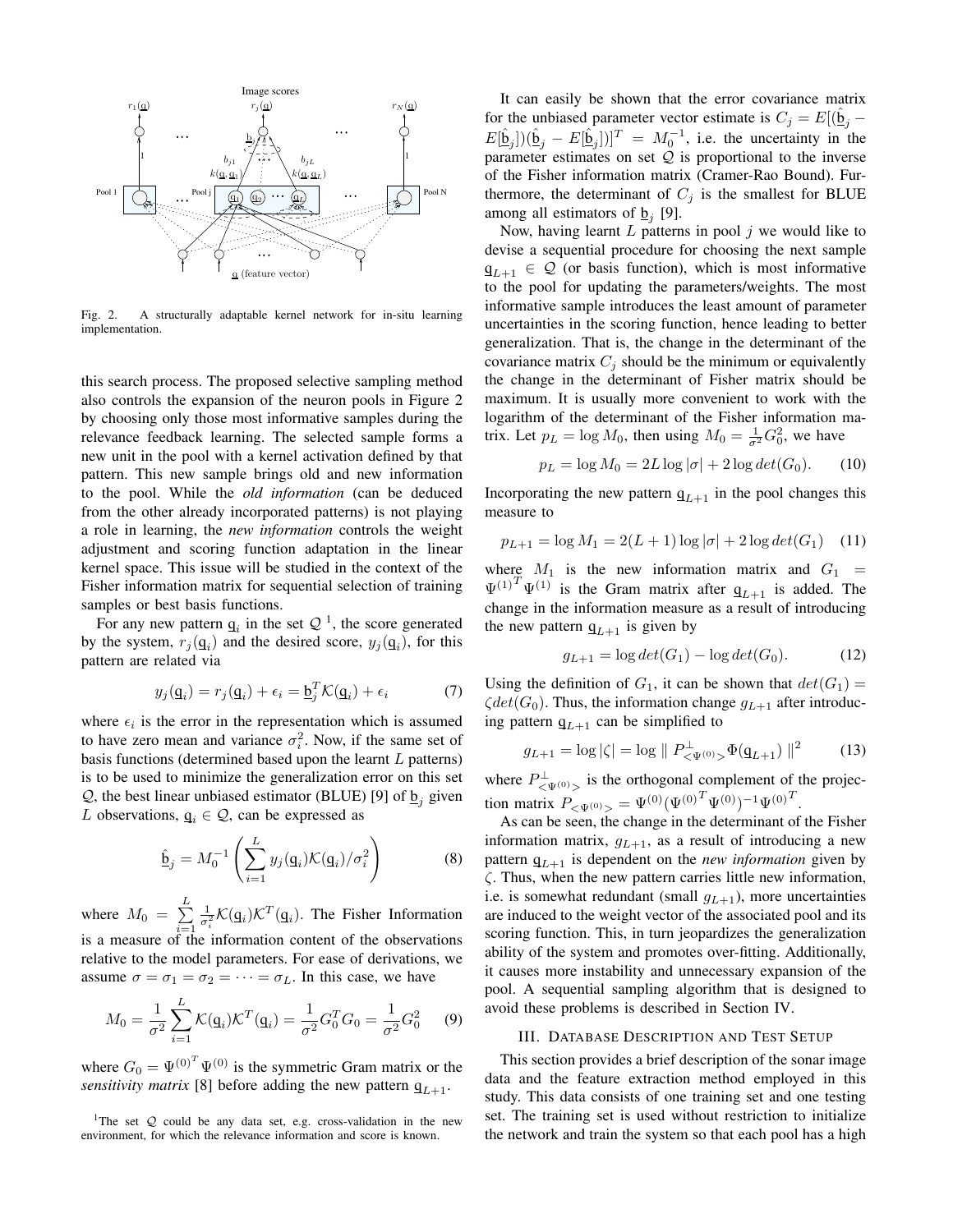Fig. 2. A structurally adaptable kernel network for in-situ learning implementation.

this search process. The proposed selective sampling method also controls the expansion of the neuron pools in Figure 2 by choosing only those most informative samples during the relevance feedback learning. The selected sample forms a new unit in the pool with a kernel activation defined by that pattern. This new sample brings old and new information to the pool. While the *old information* (can be deduced from the other already incorporated patterns) is not playing a role in learning, the *new information* controls the weight adjustment and scoring function adaptation in the linear kernel space. This issue will be studied in the context of the Fisher information matrix for sequential selection of training samples or best basis functions.

For any new pattern $\underline{q}_i$ in the set $\mathcal{Q}$ [1], the score generated by the system, $r_j(\underline{q}_i)$ and the desired score, $y_j(\underline{q}_i)$, for this pattern are related via

$$y_j(\underline{q}_i) = r_j(\underline{q}_i) + \epsilon_i = \underline{b}_j^T \mathcal{K}(\underline{q}_i) + \epsilon_i \tag{7}$$

where $\epsilon_i$ is the error in the representation which is assumed to have zero mean and variance $\sigma_i^2$. Now, if the same set of basis functions (determined based upon the learnt $L$ patterns) is to be used to minimize the generalization error on this set $\mathcal{Q}$, the best linear unbiased estimator (BLUE) [9] of $\underline{b}_j$ given $L$ observations, $\underline{q}_i \in \mathcal{Q}$, can be expressed as

$$\hat{\underline{b}}_j = M_0^{-1} \left( \sum_{i=1}^{L} y_j(\underline{q}_i) \mathcal{K}(\underline{q}_i) / \sigma_i^2 \right) \tag{8}$$

where $M_0 = \sum_{i=1}^{L} \frac{1}{\sigma_i^2} \mathcal{K}(\underline{q}_i) \mathcal{K}^T(\underline{q}_i)$. The Fisher Information is a measure of the information content of the observations relative to the model parameters. For ease of derivations, we assume $\sigma = \sigma_1 = \sigma_2 = \cdots = \sigma_L$. In this case, we have

$$M_0 = \frac{1}{\sigma^2} \sum_{i=1}^{L} \mathcal{K}(\underline{q}_i) \mathcal{K}^T(\underline{q}_i) = \frac{1}{\sigma^2} G_0^T G_0 = \frac{1}{\sigma^2} G_0^2 \tag{9}$$

where $G_0 = {\Psi^{(0)}}^T \Psi^{(0)}$ is the symmetric Gram matrix or the *sensitivity matrix* [8] before adding the new pattern $\underline{q}_{L+1}$.

[1] The set $\mathcal{Q}$ could be any data set, e.g. cross-validation in the new environment, for which the relevance information and score is known.

It can easily be shown that the error covariance matrix for the unbiased parameter vector estimate is $C_j = E[(\hat{\underline{b}}_j - E[\hat{\underline{b}}_j])(\hat{\underline{b}}_j - E[\hat{\underline{b}}_j])]^T = M_0^{-1}$, i.e. the uncertainty in the parameter estimates on set $\mathcal{Q}$ is proportional to the inverse of the Fisher information matrix (Cramer-Rao Bound). Furthermore, the determinant of $C_j$ is the smallest for BLUE among all estimators of $\underline{b}_j$ [9].

Now, having learnt $L$ patterns in pool $j$ we would like to devise a sequential procedure for choosing the next sample $\underline{q}_{L+1} \in \mathcal{Q}$ (or basis function), which is most informative to the pool for updating the parameters/weights. The most informative sample introduces the least amount of parameter uncertainties in the scoring function, hence leading to better generalization. That is, the change in the determinant of the covariance matrix $C_j$ should be the minimum or equivalently the change in the determinant of Fisher matrix should be maximum. It is usually more convenient to work with the logarithm of the determinant of the Fisher information matrix. Let $p_L = \log M_0$, then using $M_0 = \frac{1}{\sigma^2} G_0^2$, we have

$$p_L = \log M_0 = 2L \log |\sigma| + 2 \log det(G_0). \tag{10}$$

Incorporating the new pattern $\underline{q}_{L+1}$ in the pool changes this measure to

$$p_{L+1} = \log M_1 = 2(L+1) \log |\sigma| + 2 \log det(G_1) \tag{11}$$

where $M_1$ is the new information matrix and $G_1 = {\Psi^{(1)}}^T \Psi^{(1)}$ is the Gram matrix after $\underline{q}_{L+1}$ is added. The change in the information measure as a result of introducing the new pattern $\underline{q}_{L+1}$ is given by

$$g_{L+1} = \log det(G_1) - \log det(G_0). \tag{12}$$

Using the definition of $G_1$, it can be shown that $det(G_1) = \zeta det(G_0)$. Thus, the information change $g_{L+1}$ after introducing pattern $\underline{q}_{L+1}$ can be simplified to

$$g_{L+1} = \log |\zeta| = \log \parallel P^{\perp}_{<\Psi^{(0)}>} \Phi(\underline{q}_{L+1}) \parallel^2 \tag{13}$$

where $P^{\perp}_{<\Psi^{(0)}>}$ is the orthogonal complement of the projection matrix $P_{<\Psi^{(0)}>} = \Psi^{(0)} ({\Psi^{(0)}}^T \Psi^{(0)})^{-1} {\Psi^{(0)}}^T$.

As can be seen, the change in the determinant of the Fisher information matrix, $g_{L+1}$, as a result of introducing a new pattern $\underline{q}_{L+1}$ is dependent on the *new information* given by $\zeta$. Thus, when the new pattern carries little new information, i.e. is somewhat redundant (small $g_{L+1}$), more uncertainties are induced to the weight vector of the associated pool and its scoring function. This, in turn jeopardizes the generalization ability of the system and promotes over-fitting. Additionally, it causes more instability and unnecessary expansion of the pool. A sequential sampling algorithm that is designed to avoid these problems is described in Section IV.

## III. Database Description and Test Setup

This section provides a brief description of the sonar image data and the feature extraction method employed in this study. This data consists of one training set and one testing set. The training set is used without restriction to initialize the network and train the system so that each pool has a high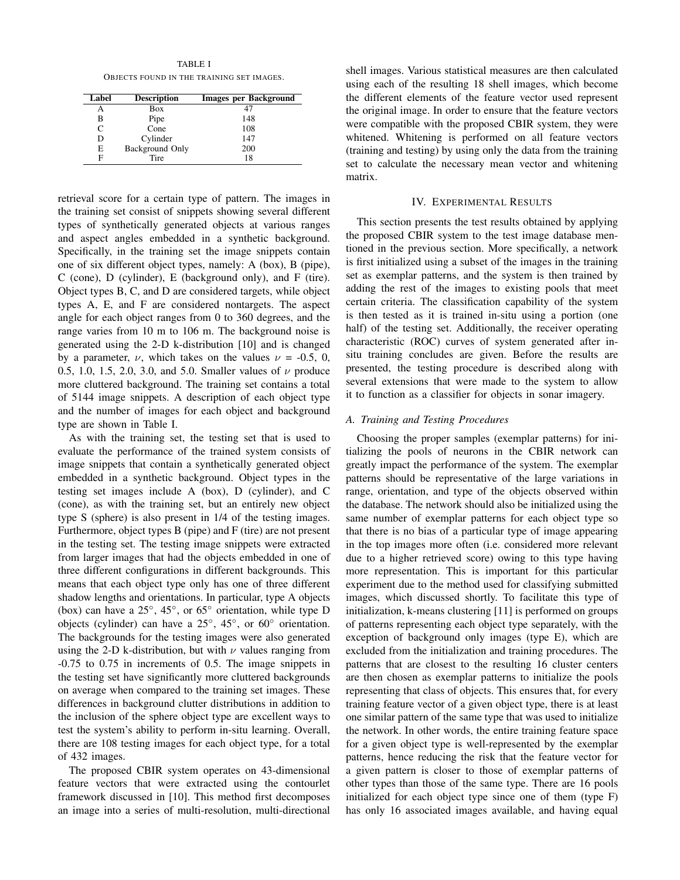TABLE I

Objects found in the training set images.

| Label | Description | Images per Background |
|---|---|---|
| A | Box | 47 |
| B | Pipe | 148 |
| C | Cone | 108 |
| D | Cylinder | 147 |
| E | Background Only | 200 |
| F | Tire | 18 |

retrieval score for a certain type of pattern. The images in the training set consist of snippets showing several different types of synthetically generated objects at various ranges and aspect angles embedded in a synthetic background. Specifically, in the training set the image snippets contain one of six different object types, namely: A (box), B (pipe), C (cone), D (cylinder), E (background only), and F (tire). Object types B, C, and D are considered targets, while object types A, E, and F are considered nontargets. The aspect angle for each object ranges from 0 to 360 degrees, and the range varies from 10 m to 106 m. The background noise is generated using the 2-D k-distribution [10] and is changed by a parameter, $\nu$, which takes on the values $\nu$ = -0.5, 0, 0.5, 1.0, 1.5, 2.0, 3.0, and 5.0. Smaller values of $\nu$ produce more cluttered background. The training set contains a total of 5144 image snippets. A description of each object type and the number of images for each object and background type are shown in Table I.

As with the training set, the testing set that is used to evaluate the performance of the trained system consists of image snippets that contain a synthetically generated object embedded in a synthetic background. Object types in the testing set images include A (box), D (cylinder), and C (cone), as with the training set, but an entirely new object type S (sphere) is also present in 1/4 of the testing images. Furthermore, object types B (pipe) and F (tire) are not present in the testing set. The testing image snippets were extracted from larger images that had the objects embedded in one of three different configurations in different backgrounds. This means that each object type only has one of three different shadow lengths and orientations. In particular, type A objects (box) can have a 25°, 45°, or 65° orientation, while type D objects (cylinder) can have a 25°, 45°, or 60° orientation. The backgrounds for the testing images were also generated using the 2-D k-distribution, but with $\nu$ values ranging from -0.75 to 0.75 in increments of 0.5. The image snippets in the testing set have significantly more cluttered backgrounds on average when compared to the training set images. These differences in background clutter distributions in addition to the inclusion of the sphere object type are excellent ways to test the system's ability to perform in-situ learning. Overall, there are 108 testing images for each object type, for a total of 432 images.

The proposed CBIR system operates on 43-dimensional feature vectors that were extracted using the contourlet framework discussed in [10]. This method first decomposes an image into a series of multi-resolution, multi-directional shell images. Various statistical measures are then calculated using each of the resulting 18 shell images, which become the different elements of the feature vector used represent the original image. In order to ensure that the feature vectors were compatible with the proposed CBIR system, they were whitened. Whitening is performed on all feature vectors (training and testing) by using only the data from the training set to calculate the necessary mean vector and whitening matrix.

## IV. Experimental Results

This section presents the test results obtained by applying the proposed CBIR system to the test image database mentioned in the previous section. More specifically, a network is first initialized using a subset of the images in the training set as exemplar patterns, and the system is then trained by adding the rest of the images to existing pools that meet certain criteria. The classification capability of the system is then tested as it is trained in-situ using a portion (one half) of the testing set. Additionally, the receiver operating characteristic (ROC) curves of system generated after in-situ training concludes are given. Before the results are presented, the testing procedure is described along with several extensions that were made to the system to allow it to function as a classifier for objects in sonar imagery.

### A. Training and Testing Procedures

Choosing the proper samples (exemplar patterns) for initializing the pools of neurons in the CBIR network can greatly impact the performance of the system. The exemplar patterns should be representative of the large variations in range, orientation, and type of the objects observed within the database. The network should also be initialized using the same number of exemplar patterns for each object type so that there is no bias of a particular type of image appearing in the top images more often (i.e. considered more relevant due to a higher retrieved score) owing to this type having more representation. This is important for this particular experiment due to the method used for classifying submitted images, which discussed shortly. To facilitate this type of initialization, k-means clustering [11] is performed on groups of patterns representing each object type separately, with the exception of background only images (type E), which are excluded from the initialization and training procedures. The patterns that are closest to the resulting 16 cluster centers are then chosen as exemplar patterns to initialize the pools representing that class of objects. This ensures that, for every training feature vector of a given object type, there is at least one similar pattern of the same type that was used to initialize the network. In other words, the entire training feature space for a given object type is well-represented by the exemplar patterns, hence reducing the risk that the feature vector for a given pattern is closer to those of exemplar patterns of other types than those of the same type. There are 16 pools initialized for each object type since one of them (type F) has only 16 associated images available, and having equal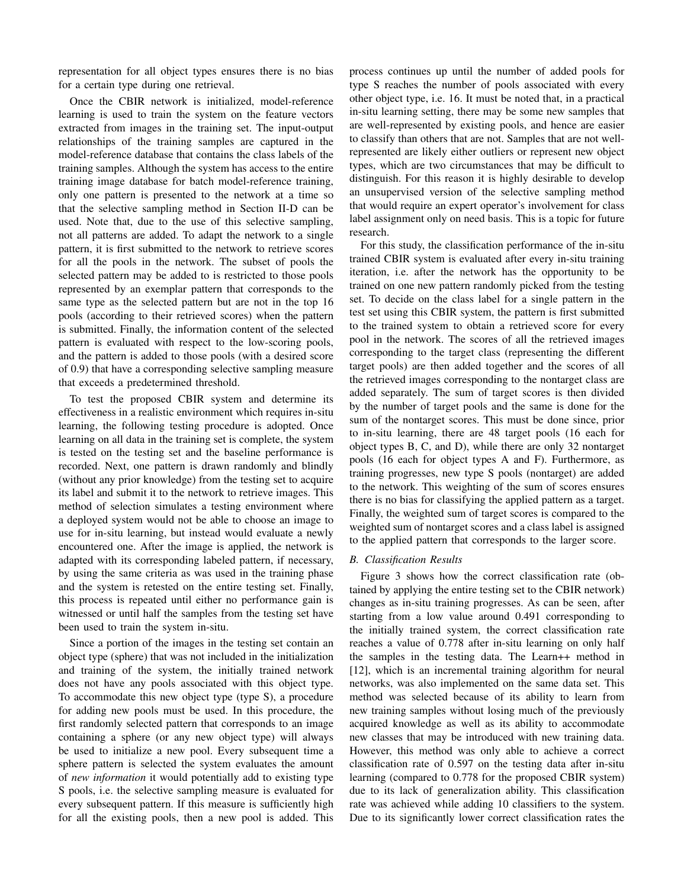representation for all object types ensures there is no bias for a certain type during one retrieval.

Once the CBIR network is initialized, model-reference learning is used to train the system on the feature vectors extracted from images in the training set. The input-output relationships of the training samples are captured in the model-reference database that contains the class labels of the training samples. Although the system has access to the entire training image database for batch model-reference training, only one pattern is presented to the network at a time so that the selective sampling method in Section II-D can be used. Note that, due to the use of this selective sampling, not all patterns are added. To adapt the network to a single pattern, it is first submitted to the network to retrieve scores for all the pools in the network. The subset of pools the selected pattern may be added to is restricted to those pools represented by an exemplar pattern that corresponds to the same type as the selected pattern but are not in the top 16 pools (according to their retrieved scores) when the pattern is submitted. Finally, the information content of the selected pattern is evaluated with respect to the low-scoring pools, and the pattern is added to those pools (with a desired score of 0.9) that have a corresponding selective sampling measure that exceeds a predetermined threshold.

To test the proposed CBIR system and determine its effectiveness in a realistic environment which requires in-situ learning, the following testing procedure is adopted. Once learning on all data in the training set is complete, the system is tested on the testing set and the baseline performance is recorded. Next, one pattern is drawn randomly and blindly (without any prior knowledge) from the testing set to acquire its label and submit it to the network to retrieve images. This method of selection simulates a testing environment where a deployed system would not be able to choose an image to use for in-situ learning, but instead would evaluate a newly encountered one. After the image is applied, the network is adapted with its corresponding labeled pattern, if necessary, by using the same criteria as was used in the training phase and the system is retested on the entire testing set. Finally, this process is repeated until either no performance gain is witnessed or until half the samples from the testing set have been used to train the system in-situ.

Since a portion of the images in the testing set contain an object type (sphere) that was not included in the initialization and training of the system, the initially trained network does not have any pools associated with this object type. To accommodate this new object type (type S), a procedure for adding new pools must be used. In this procedure, the first randomly selected pattern that corresponds to an image containing a sphere (or any new object type) will always be used to initialize a new pool. Every subsequent time a sphere pattern is selected the system evaluates the amount of *new information* it would potentially add to existing type S pools, i.e. the selective sampling measure is evaluated for every subsequent pattern. If this measure is sufficiently high for all the existing pools, then a new pool is added. This process continues up until the number of added pools for type S reaches the number of pools associated with every other object type, i.e. 16. It must be noted that, in a practical in-situ learning setting, there may be some new samples that are well-represented by existing pools, and hence are easier to classify than others that are not. Samples that are not well-represented are likely either outliers or represent new object types, which are two circumstances that may be difficult to distinguish. For this reason it is highly desirable to develop an unsupervised version of the selective sampling method that would require an expert operator's involvement for class label assignment only on need basis. This is a topic for future research.

For this study, the classification performance of the in-situ trained CBIR system is evaluated after every in-situ training iteration, i.e. after the network has the opportunity to be trained on one new pattern randomly picked from the testing set. To decide on the class label for a single pattern in the test set using this CBIR system, the pattern is first submitted to the trained system to obtain a retrieved score for every pool in the network. The scores of all the retrieved images corresponding to the target class (representing the different target pools) are then added together and the scores of all the retrieved images corresponding to the nontarget class are added separately. The sum of target scores is then divided by the number of target pools and the same is done for the sum of the nontarget scores. This must be done since, prior to in-situ learning, there are 48 target pools (16 each for object types B, C, and D), while there are only 32 nontarget pools (16 each for object types A and F). Furthermore, as training progresses, new type S pools (nontarget) are added to the network. This weighting of the sum of scores ensures there is no bias for classifying the applied pattern as a target. Finally, the weighted sum of target scores is compared to the weighted sum of nontarget scores and a class label is assigned to the applied pattern that corresponds to the larger score.

### B. Classification Results

Figure 3 shows how the correct classification rate (obtained by applying the entire testing set to the CBIR network) changes as in-situ training progresses. As can be seen, after starting from a low value around 0.491 corresponding to the initially trained system, the correct classification rate reaches a value of 0.778 after in-situ learning on only half the samples in the testing data. The Learn++ method in [12], which is an incremental training algorithm for neural networks, was also implemented on the same data set. This method was selected because of its ability to learn from new training samples without losing much of the previously acquired knowledge as well as its ability to accommodate new classes that may be introduced with new training data. However, this method was only able to achieve a correct classification rate of 0.597 on the testing data after in-situ learning (compared to 0.778 for the proposed CBIR system) due to its lack of generalization ability. This classification rate was achieved while adding 10 classifiers to the system. Due to its significantly lower correct classification rates the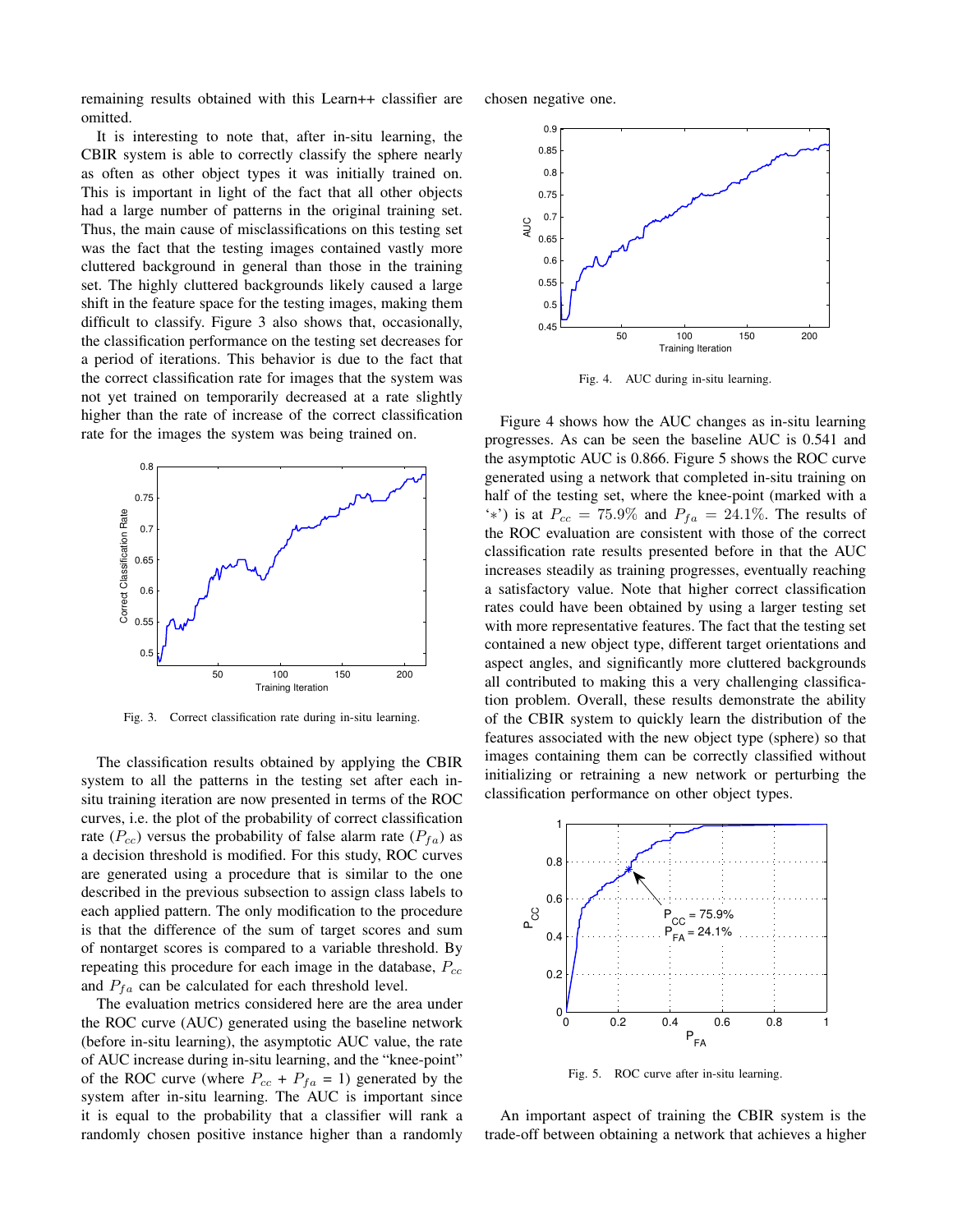remaining results obtained with this Learn++ classifier are omitted.

It is interesting to note that, after in-situ learning, the CBIR system is able to correctly classify the sphere nearly as often as other object types it was initially trained on. This is important in light of the fact that all other objects had a large number of patterns in the original training set. Thus, the main cause of misclassifications on this testing set was the fact that the testing images contained vastly more cluttered background in general than those in the training set. The highly cluttered backgrounds likely caused a large shift in the feature space for the testing images, making them difficult to classify. Figure 3 also shows that, occasionally, the classification performance on the testing set decreases for a period of iterations. This behavior is due to the fact that the correct classification rate for images that the system was not yet trained on temporarily decreased at a rate slightly higher than the rate of increase of the correct classification rate for the images the system was being trained on.

Fig. 3. Correct classification rate during in-situ learning.

The classification results obtained by applying the CBIR system to all the patterns in the testing set after each in-situ training iteration are now presented in terms of the ROC curves, i.e. the plot of the probability of correct classification rate ($P_{cc}$) versus the probability of false alarm rate ($P_{fa}$) as a decision threshold is modified. For this study, ROC curves are generated using a procedure that is similar to the one described in the previous subsection to assign class labels to each applied pattern. The only modification to the procedure is that the difference of the sum of target scores and sum of nontarget scores is compared to a variable threshold. By repeating this procedure for each image in the database, $P_{cc}$ and $P_{fa}$ can be calculated for each threshold level.

The evaluation metrics considered here are the area under the ROC curve (AUC) generated using the baseline network (before in-situ learning), the asymptotic AUC value, the rate of AUC increase during in-situ learning, and the "knee-point" of the ROC curve (where $P_{cc}$ + $P_{fa}$ = 1) generated by the system after in-situ learning. The AUC is important since it is equal to the probability that a classifier will rank a randomly chosen positive instance higher than a randomly chosen negative one.

Fig. 4. AUC during in-situ learning.

Figure 4 shows how the AUC changes as in-situ learning progresses. As can be seen the baseline AUC is 0.541 and the asymptotic AUC is 0.866. Figure 5 shows the ROC curve generated using a network that completed in-situ training on half of the testing set, where the knee-point (marked with a '$*$') is at $P_{cc} = 75.9\%$ and $P_{fa} = 24.1\%$. The results of the ROC evaluation are consistent with those of the correct classification rate results presented before in that the AUC increases steadily as training progresses, eventually reaching a satisfactory value. Note that higher correct classification rates could have been obtained by using a larger testing set with more representative features. The fact that the testing set contained a new object type, different target orientations and aspect angles, and significantly more cluttered backgrounds all contributed to making this a very challenging classification problem. Overall, these results demonstrate the ability of the CBIR system to quickly learn the distribution of the features associated with the new object type (sphere) so that images containing them can be correctly classified without initializing or retraining a new network or perturbing the classification performance on other object types.

Fig. 5. ROC curve after in-situ learning.

An important aspect of training the CBIR system is the trade-off between obtaining a network that achieves a higher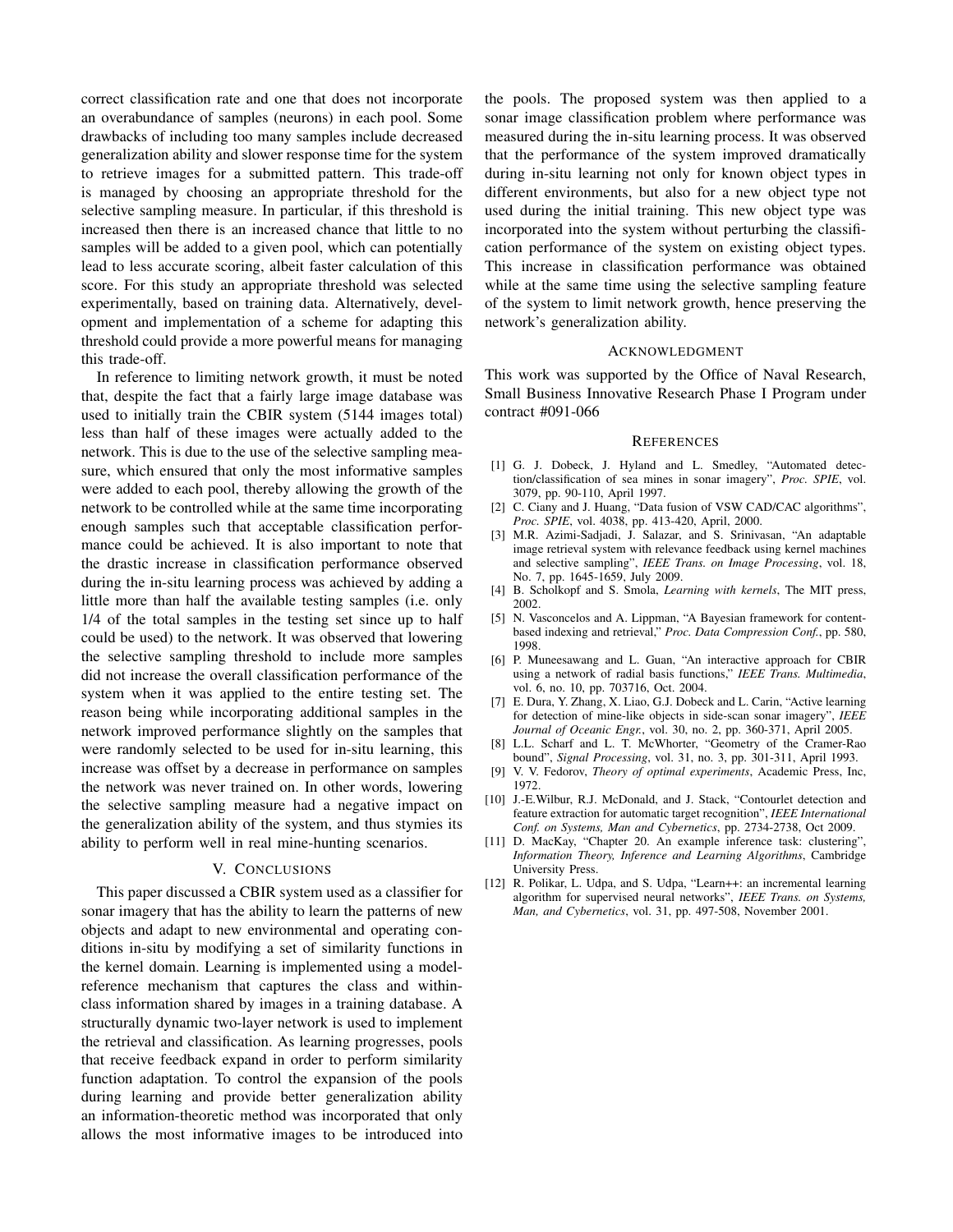correct classification rate and one that does not incorporate an overabundance of samples (neurons) in each pool. Some drawbacks of including too many samples include decreased generalization ability and slower response time for the system to retrieve images for a submitted pattern. This trade-off is managed by choosing an appropriate threshold for the selective sampling measure. In particular, if this threshold is increased then there is an increased chance that little to no samples will be added to a given pool, which can potentially lead to less accurate scoring, albeit faster calculation of this score. For this study an appropriate threshold was selected experimentally, based on training data. Alternatively, development and implementation of a scheme for adapting this threshold could provide a more powerful means for managing this trade-off.

In reference to limiting network growth, it must be noted that, despite the fact that a fairly large image database was used to initially train the CBIR system (5144 images total) less than half of these images were actually added to the network. This is due to the use of the selective sampling measure, which ensured that only the most informative samples were added to each pool, thereby allowing the growth of the network to be controlled while at the same time incorporating enough samples such that acceptable classification performance could be achieved. It is also important to note that the drastic increase in classification performance observed during the in-situ learning process was achieved by adding a little more than half the available testing samples (i.e. only 1/4 of the total samples in the testing set since up to half could be used) to the network. It was observed that lowering the selective sampling threshold to include more samples did not increase the overall classification performance of the system when it was applied to the entire testing set. The reason being while incorporating additional samples in the network improved performance slightly on the samples that were randomly selected to be used for in-situ learning, this increase was offset by a decrease in performance on samples the network was never trained on. In other words, lowering the selective sampling measure had a negative impact on the generalization ability of the system, and thus stymies its ability to perform well in real mine-hunting scenarios.

## V. Conclusions

This paper discussed a CBIR system used as a classifier for sonar imagery that has the ability to learn the patterns of new objects and adapt to new environmental and operating conditions in-situ by modifying a set of similarity functions in the kernel domain. Learning is implemented using a model-reference mechanism that captures the class and within-class information shared by images in a training database. A structurally dynamic two-layer network is used to implement the retrieval and classification. As learning progresses, pools that receive feedback expand in order to perform similarity function adaptation. To control the expansion of the pools during learning and provide better generalization ability an information-theoretic method was incorporated that only allows the most informative images to be introduced into the pools. The proposed system was then applied to a sonar image classification problem where performance was measured during the in-situ learning process. It was observed that the performance of the system improved dramatically during in-situ learning not only for known object types in different environments, but also for a new object type not used during the initial training. This new object type was incorporated into the system without perturbing the classification performance of the system on existing object types. This increase in classification performance was obtained while at the same time using the selective sampling feature of the system to limit network growth, hence preserving the network's generalization ability.

## Acknowledgment

This work was supported by the Office of Naval Research, Small Business Innovative Research Phase I Program under contract #091-066

## References

[1] G. J. Dobeck, J. Hyland and L. Smedley, "Automated detection/classification of sea mines in sonar imagery", *Proc. SPIE*, vol. 3079, pp. 90-110, April 1997.

[2] C. Ciany and J. Huang, "Data fusion of VSW CAD/CAC algorithms", *Proc. SPIE*, vol. 4038, pp. 413-420, April, 2000.

[3] M.R. Azimi-Sadjadi, J. Salazar, and S. Srinivasan, "An adaptable image retrieval system with relevance feedback using kernel machines and selective sampling", *IEEE Trans. on Image Processing*, vol. 18, No. 7, pp. 1645-1659, July 2009.

[4] B. Scholkopf and S. Smola, *Learning with kernels*, The MIT press, 2002.

[5] N. Vasconcelos and A. Lippman, "A Bayesian framework for content-based indexing and retrieval," *Proc. Data Compression Conf.*, pp. 580, 1998.

[6] P. Muneesawang and L. Guan, "An interactive approach for CBIR using a network of radial basis functions," *IEEE Trans. Multimedia*, vol. 6, no. 10, pp. 703716, Oct. 2004.

[7] E. Dura, Y. Zhang, X. Liao, G.J. Dobeck and L. Carin, "Active learning for detection of mine-like objects in side-scan sonar imagery", *IEEE Journal of Oceanic Engr.*, vol. 30, no. 2, pp. 360-371, April 2005.

[8] L.L. Scharf and L. T. McWhorter, "Geometry of the Cramer-Rao bound", *Signal Processing*, vol. 31, no. 3, pp. 301-311, April 1993.

[9] V. V. Fedorov, *Theory of optimal experiments*, Academic Press, Inc, 1972.

[10] J.-E.Wilbur, R.J. McDonald, and J. Stack, "Contourlet detection and feature extraction for automatic target recognition", *IEEE International Conf. on Systems, Man and Cybernetics*, pp. 2734-2738, Oct 2009.

[11] D. MacKay, "Chapter 20. An example inference task: clustering", *Information Theory, Inference and Learning Algorithms*, Cambridge University Press.

[12] R. Polikar, L. Udpa, and S. Udpa, "Learn++: an incremental learning algorithm for supervised neural networks", *IEEE Trans. on Systems, Man, and Cybernetics*, vol. 31, pp. 497-508, November 2001.